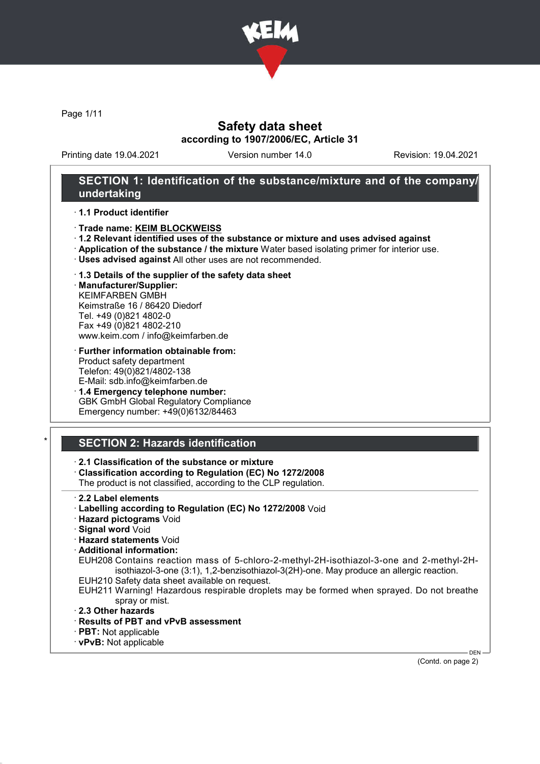# Safety data sheet

**according to 1907/2006/EC, Article 31**

Printing date 19.04.2021 | Version number 14.0 | Revision: 19.04.2021

## SECTION 1: Identification of the substance/mixture and of the company/undertaking

- **1.1 Product identifier**
- **Trade name: KEIM BLOCKWEISS**
- **1.2 Relevant identified uses of the substance or mixture and uses advised against**
- **Application of the substance / the mixture** Water based isolating primer for interior use.
- **Uses advised against** All other uses are not recommended.
- **1.3 Details of the supplier of the safety data sheet**
- **Manufacturer/Supplier:**
  KEIMFARBEN GMBH
  Keimstraße 16 / 86420 Diedorf
  Tel. +49 (0)821 4802-0
  Fax +49 (0)821 4802-210
  www.keim.com / info@keimfarben.de
- **Further information obtainable from:**
  Product safety department
  Telefon: 49(0)821/4802-138
  E-Mail: sdb.info@keimfarben.de
- **1.4 Emergency telephone number:**
  GBK GmbH Global Regulatory Compliance
  Emergency number: +49(0)6132/84463

## * SECTION 2: Hazards identification

- **2.1 Classification of the substance or mixture**
- **Classification according to Regulation (EC) No 1272/2008**
  The product is not classified, according to the CLP regulation.
- **2.2 Label elements**
- **Labelling according to Regulation (EC) No 1272/2008** Void
- **Hazard pictograms** Void
- **Signal word** Void
- **Hazard statements** Void
- **Additional information:**
  EUH208 Contains reaction mass of 5-chloro-2-methyl-2H-isothiazol-3-one and 2-methyl-2H-isothiazol-3-one (3:1), 1,2-benzisothiazol-3(2H)-one. May produce an allergic reaction.
  EUH210 Safety data sheet available on request.
  EUH211 Warning! Hazardous respirable droplets may be formed when sprayed. Do not breathe spray or mist.
- **2.3 Other hazards**
- **Results of PBT and vPvB assessment**
- **PBT:** Not applicable
- **vPvB:** Not applicable

(Contd. on page 2)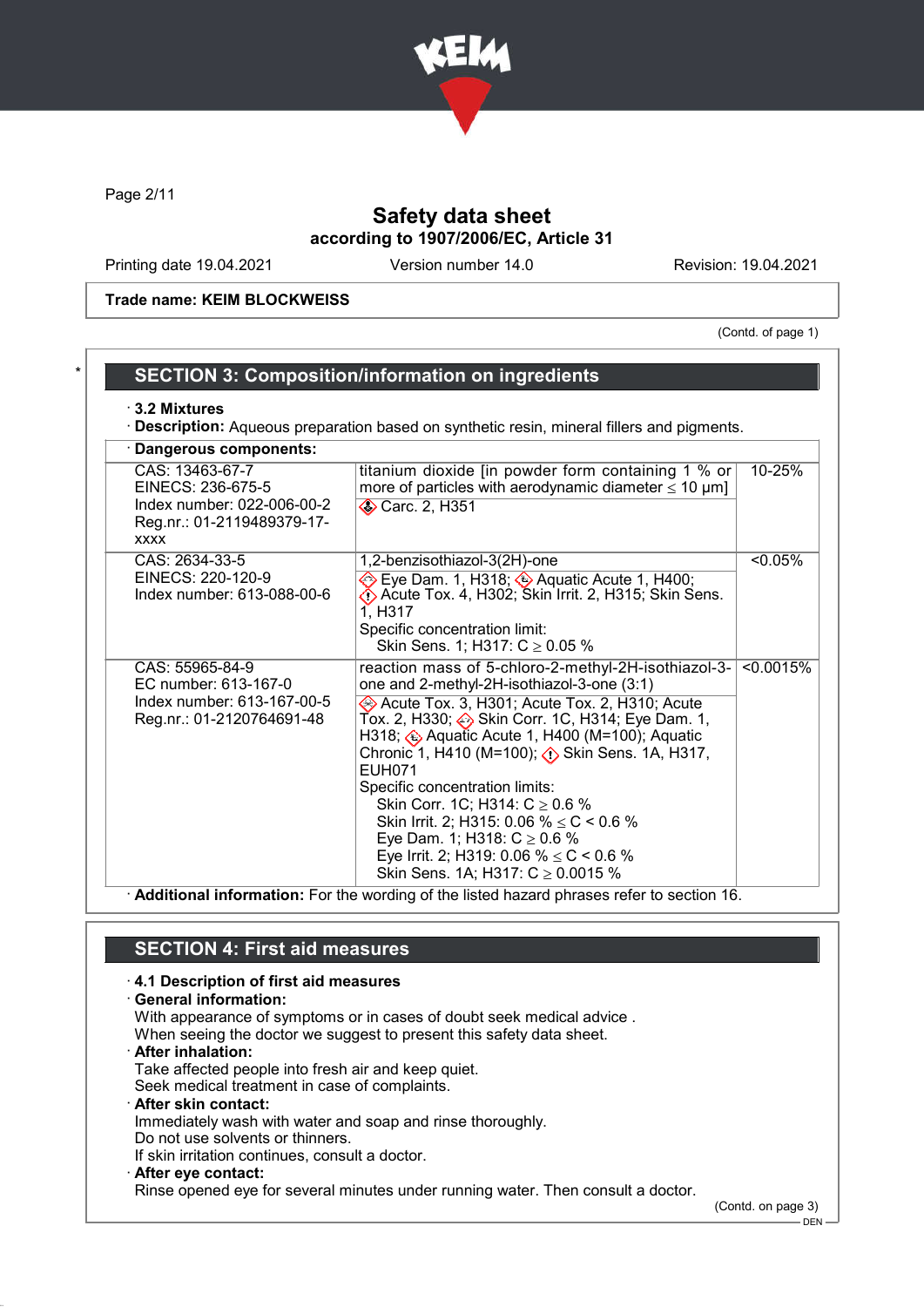Safety data sheet
according to 1907/2006/EC, Article 31

Printing date 19.04.2021 | Version number 14.0 | Revision: 19.04.2021

**Trade name: KEIM BLOCKWEISS**

(Contd. of page 1)

## SECTION 3: Composition/information on ingredients

· **3.2 Mixtures**
· **Description:** Aqueous preparation based on synthetic resin, mineral fillers and pigments.

· **Dangerous components:**

| | | |
|---|---|---|
| CAS: 13463-67-7<br>EINECS: 236-675-5<br>Index number: 022-006-00-2<br>Reg.nr.: 01-2119489379-17-xxxx | titanium dioxide [in powder form containing 1 % or more of particles with aerodynamic diameter ≤ 10 μm]<br>Carc. 2, H351 | 10-25% |
| CAS: 2634-33-5<br>EINECS: 220-120-9<br>Index number: 613-088-00-6 | 1,2-benzisothiazol-3(2H)-one<br>Eye Dam. 1, H318; Aquatic Acute 1, H400; Acute Tox. 4, H302; Skin Irrit. 2, H315; Skin Sens. 1, H317<br>Specific concentration limit:<br>Skin Sens. 1; H317: C ≥ 0.05 % | <0.05% |
| CAS: 55965-84-9<br>EC number: 613-167-0<br>Index number: 613-167-00-5<br>Reg.nr.: 01-2120764691-48 | reaction mass of 5-chloro-2-methyl-2H-isothiazol-3-one and 2-methyl-2H-isothiazol-3-one (3:1)<br>Acute Tox. 3, H301; Acute Tox. 2, H310; Acute Tox. 2, H330; Skin Corr. 1C, H314; Eye Dam. 1, H318; Aquatic Acute 1, H400 (M=100); Aquatic Chronic 1, H410 (M=100); Skin Sens. 1A, H317, EUH071<br>Specific concentration limits:<br>Skin Corr. 1C; H314: C ≥ 0.6 %<br>Skin Irrit. 2; H315: 0.06 % ≤ C < 0.6 %<br>Eye Dam. 1; H318: C ≥ 0.6 %<br>Eye Irrit. 2; H319: 0.06 % ≤ C < 0.6 %<br>Skin Sens. 1A; H317: C ≥ 0.0015 % | <0.0015% |

· **Additional information:** For the wording of the listed hazard phrases refer to section 16.

## SECTION 4: First aid measures

· **4.1 Description of first aid measures**
· **General information:**
With appearance of symptoms or in cases of doubt seek medical advice .
When seeing the doctor we suggest to present this safety data sheet.
· **After inhalation:**
Take affected people into fresh air and keep quiet.
Seek medical treatment in case of complaints.
· **After skin contact:**
Immediately wash with water and soap and rinse thoroughly.
Do not use solvents or thinners.
If skin irritation continues, consult a doctor.
· **After eye contact:**
Rinse opened eye for several minutes under running water. Then consult a doctor.

(Contd. on page 3)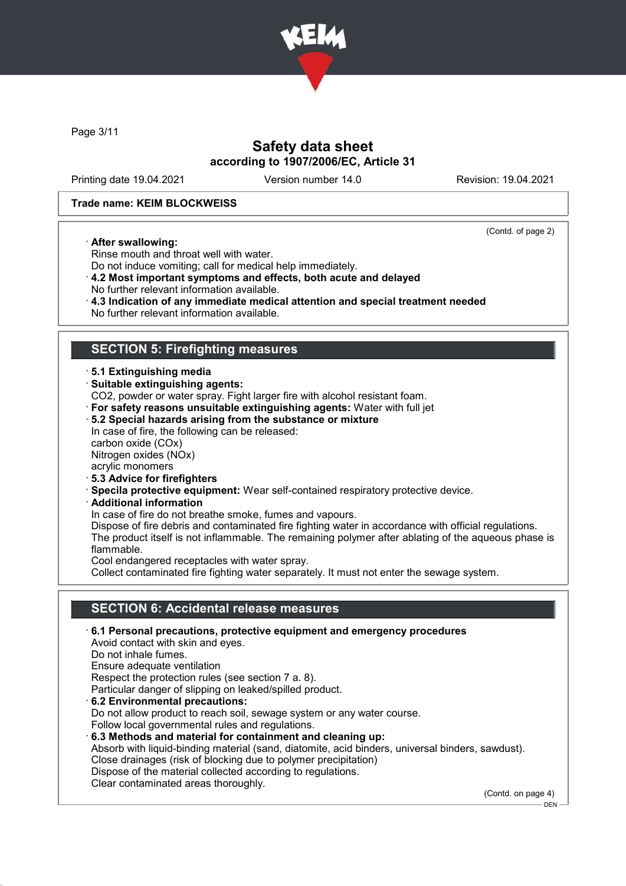Trade name: KEIM BLOCKWEISS

(Contd. of page 2)

· **After swallowing:**
Rinse mouth and throat well with water.
Do not induce vomiting; call for medical help immediately.

· **4.2 Most important symptoms and effects, both acute and delayed**
No further relevant information available.

· **4.3 Indication of any immediate medical attention and special treatment needed**
No further relevant information available.

## SECTION 5: Firefighting measures

· **5.1 Extinguishing media**

· **Suitable extinguishing agents:**
CO2, powder or water spray. Fight larger fire with alcohol resistant foam.

· **For safety reasons unsuitable extinguishing agents:** Water with full jet

· **5.2 Special hazards arising from the substance or mixture**
In case of fire, the following can be released:
carbon oxide (COx)
Nitrogen oxides (NOx)
acrylic monomers

· **5.3 Advice for firefighters**

· **Specila protective equipment:** Wear self-contained respiratory protective device.

· **Additional information**
In case of fire do not breathe smoke, fumes and vapours.
Dispose of fire debris and contaminated fire fighting water in accordance with official regulations.
The product itself is not inflammable. The remaining polymer after ablating of the aqueous phase is flammable.
Cool endangered receptacles with water spray.
Collect contaminated fire fighting water separately. It must not enter the sewage system.

## SECTION 6: Accidental release measures

· **6.1 Personal precautions, protective equipment and emergency procedures**
Avoid contact with skin and eyes.
Do not inhale fumes.
Ensure adequate ventilation
Respect the protection rules (see section 7 a. 8).
Particular danger of slipping on leaked/spilled product.

· **6.2 Environmental precautions:**
Do not allow product to reach soil, sewage system or any water course.
Follow local governmental rules and regulations.

· **6.3 Methods and material for containment and cleaning up:**
Absorb with liquid-binding material (sand, diatomite, acid binders, universal binders, sawdust).
Close drainages (risk of blocking due to polymer precipitation)
Dispose of the material collected according to regulations.
Clear contaminated areas thoroughly.

(Contd. on page 4)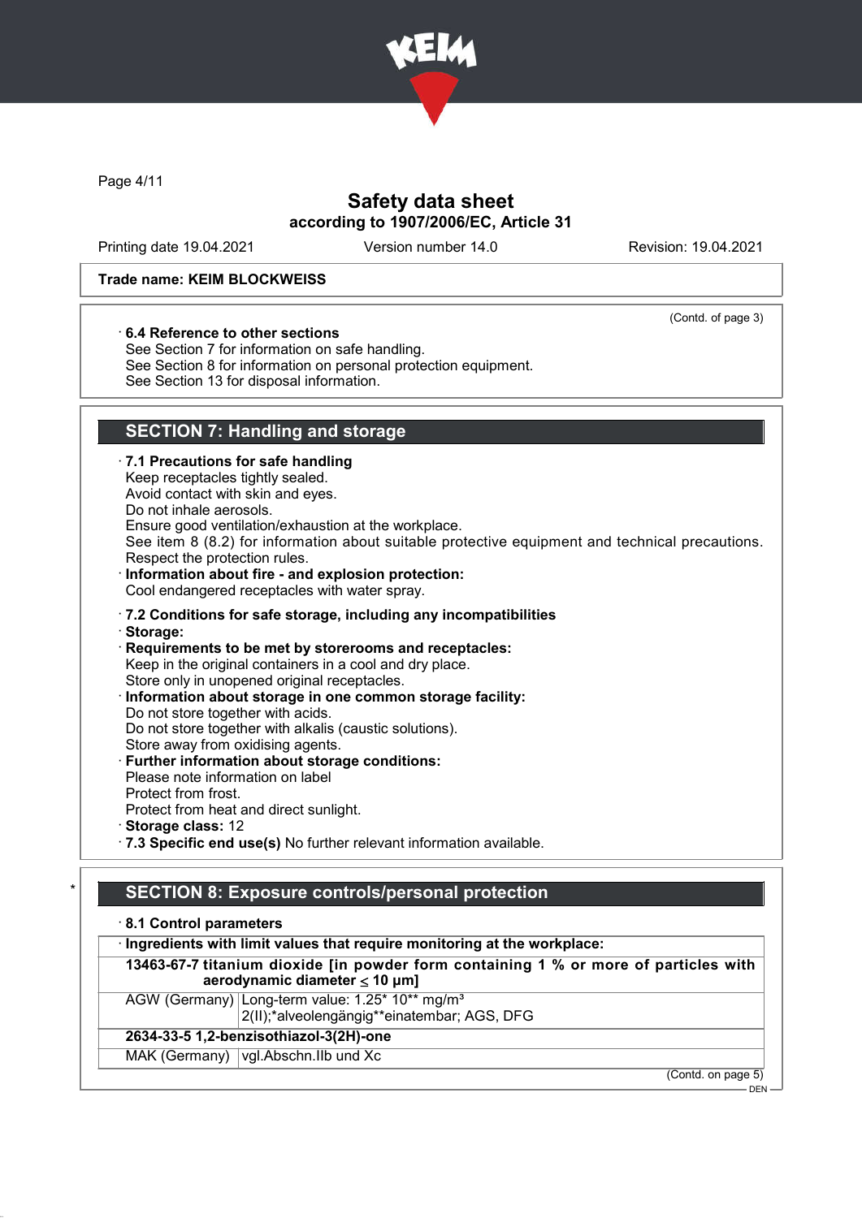(Contd. of page 3)

· **6.4 Reference to other sections**
See Section 7 for information on safe handling.
See Section 8 for information on personal protection equipment.
See Section 13 for disposal information.

## SECTION 7: Handling and storage

· **7.1 Precautions for safe handling**
Keep receptacles tightly sealed.
Avoid contact with skin and eyes.
Do not inhale aerosols.
Ensure good ventilation/exhaustion at the workplace.
See item 8 (8.2) for information about suitable protective equipment and technical precautions.
Respect the protection rules.
· **Information about fire - and explosion protection:**
Cool endangered receptacles with water spray.

· **7.2 Conditions for safe storage, including any incompatibilities**
· **Storage:**
· **Requirements to be met by storerooms and receptacles:**
Keep in the original containers in a cool and dry place.
Store only in unopened original receptacles.
· **Information about storage in one common storage facility:**
Do not store together with acids.
Do not store together with alkalis (caustic solutions).
Store away from oxidising agents.
· **Further information about storage conditions:**
Please note information on label
Protect from frost.
Protect from heat and direct sunlight.
· **Storage class:** 12
· **7.3 Specific end use(s)** No further relevant information available.

## * SECTION 8: Exposure controls/personal protection

· **8.1 Control parameters**

| · **Ingredients with limit values that require monitoring at the workplace:** | |
|---|---|
| **13463-67-7 titanium dioxide [in powder form containing 1 % or more of particles with aerodynamic diameter ≤ 10 μm]** | |
| AGW (Germany) | Long-term value: 1.25* 10** mg/m³<br>2(II);*alveolengängig**einatembar; AGS, DFG |
| **2634-33-5 1,2-benzisothiazol-3(2H)-one** | |
| MAK (Germany) | vgl.Abschn.IIb und Xc |

(Contd. on page 5)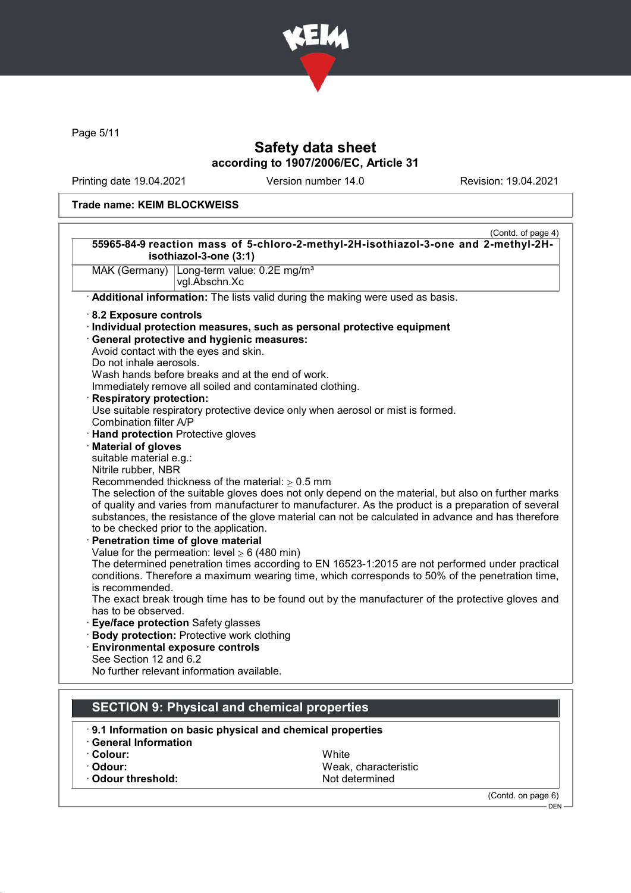Trade name: KEIM BLOCKWEISS

(Contd. of page 4)

| 55965-84-9 reaction mass of 5-chloro-2-methyl-2H-isothiazol-3-one and 2-methyl-2H-isothiazol-3-one (3:1) | |
|---|---|
| MAK (Germany) | Long-term value: 0.2E mg/m³<br>vgl.Abschn.Xc |

· **Additional information:** The lists valid during the making were used as basis.

· **8.2 Exposure controls**
· **Individual protection measures, such as personal protective equipment**
· **General protective and hygienic measures:**
Avoid contact with the eyes and skin.
Do not inhale aerosols.
Wash hands before breaks and at the end of work.
Immediately remove all soiled and contaminated clothing.
· **Respiratory protection:**
Use suitable respiratory protective device only when aerosol or mist is formed.
Combination filter A/P
· **Hand protection** Protective gloves
· **Material of gloves**
suitable material e.g.:
Nitrile rubber, NBR
Recommended thickness of the material: $\geq$ 0.5 mm
The selection of the suitable gloves does not only depend on the material, but also on further marks of quality and varies from manufacturer to manufacturer. As the product is a preparation of several substances, the resistance of the glove material can not be calculated in advance and has therefore to be checked prior to the application.
· **Penetration time of glove material**
Value for the permeation: level $\geq$ 6 (480 min)
The determined penetration times according to EN 16523-1:2015 are not performed under practical conditions. Therefore a maximum wearing time, which corresponds to 50% of the penetration time, is recommended.
The exact break trough time has to be found out by the manufacturer of the protective gloves and has to be observed.
· **Eye/face protection** Safety glasses
· **Body protection:** Protective work clothing
· **Environmental exposure controls**
See Section 12 and 6.2
No further relevant information available.

## SECTION 9: Physical and chemical properties

· **9.1 Information on basic physical and chemical properties**
· **General Information**

| | |
|---|---|
| · **Colour:** | White |
| · **Odour:** | Weak, characteristic |
| · **Odour threshold:** | Not determined |

(Contd. on page 6)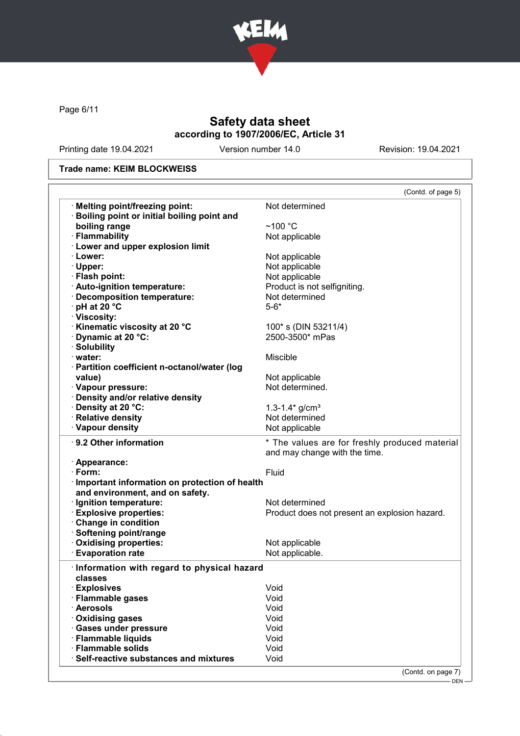# Safety data sheet
**according to 1907/2006/EC, Article 31**

Printing date 19.04.2021 | Version number 14.0 | Revision: 19.04.2021

**Trade name: KEIM BLOCKWEISS**

(Contd. of page 5)

| | |
|---|---|
| · **Melting point/freezing point:** | Not determined |
| · **Boiling point or initial boiling point and boiling range** | ~100 °C |
| · **Flammability** | Not applicable |
| · **Lower and upper explosion limit** | |
| · **Lower:** | Not applicable |
| · **Upper:** | Not applicable |
| · **Flash point:** | Not applicable |
| · **Auto-ignition temperature:** | Product is not selfigniting. |
| · **Decomposition temperature:** | Not determined |
| · **pH at 20 °C** | 5-6* |
| · **Viscosity:** | |
| · **Kinematic viscosity at 20 °C** | 100* s (DIN 53211/4) |
| · **Dynamic at 20 °C:** | 2500-3500* mPas |
| · **Solubility** | |
| · **water:** | Miscible |
| · **Partition coefficient n-octanol/water (log value)** | Not applicable |
| · **Vapour pressure:** | Not determined. |
| · **Density and/or relative density** | |
| · **Density at 20 °C:** | 1.3-1.4* g/cm³ |
| · **Relative density** | Not determined |
| · **Vapour density** | Not applicable |
| · **9.2 Other information** | * The values are for freshly produced material and may change with the time. |
| · **Appearance:** | |
| · **Form:** | Fluid |
| · **Important information on protection of health and environment, and on safety.** | |
| · **Ignition temperature:** | Not determined |
| · **Explosive properties:** | Product does not present an explosion hazard. |
| · **Change in condition** | |
| · **Softening point/range** | |
| · **Oxidising properties:** | Not applicable |
| · **Evaporation rate** | Not applicable. |
| · **Information with regard to physical hazard classes** | |
| · **Explosives** | Void |
| · **Flammable gases** | Void |
| · **Aerosols** | Void |
| · **Oxidising gases** | Void |
| · **Gases under pressure** | Void |
| · **Flammable liquids** | Void |
| · **Flammable solids** | Void |
| · **Self-reactive substances and mixtures** | Void |

(Contd. on page 7)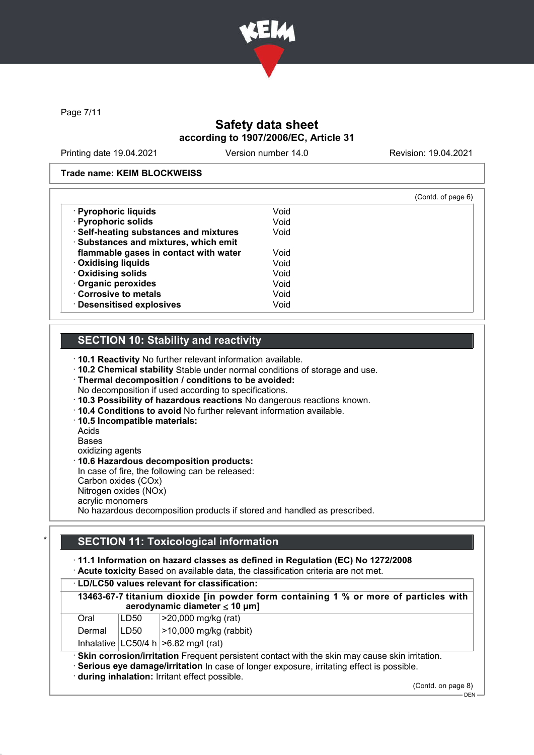Trade name: KEIM BLOCKWEISS

(Contd. of page 6)

| | |
|---|---|
| · **Pyrophoric liquids** | Void |
| · **Pyrophoric solids** | Void |
| · **Self-heating substances and mixtures** | Void |
| · **Substances and mixtures, which emit flammable gases in contact with water** | Void |
| · **Oxidising liquids** | Void |
| · **Oxidising solids** | Void |
| · **Organic peroxides** | Void |
| · **Corrosive to metals** | Void |
| · **Desensitised explosives** | Void |

## SECTION 10: Stability and reactivity

- **10.1 Reactivity** No further relevant information available.
- **10.2 Chemical stability** Stable under normal conditions of storage and use.
- **Thermal decomposition / conditions to be avoided:**
  No decomposition if used according to specifications.
- **10.3 Possibility of hazardous reactions** No dangerous reactions known.
- **10.4 Conditions to avoid** No further relevant information available.
- **10.5 Incompatible materials:**
  Acids
  Bases
  oxidizing agents
- **10.6 Hazardous decomposition products:**
  In case of fire, the following can be released:
  Carbon oxides (COx)
  Nitrogen oxides (NOx)
  acrylic monomers
  No hazardous decomposition products if stored and handled as prescribed.

## * SECTION 11: Toxicological information

- **11.1 Information on hazard classes as defined in Regulation (EC) No 1272/2008**
- **Acute toxicity** Based on available data, the classification criteria are not met.

**LD/LC50 values relevant for classification:**

| 13463-67-7 titanium dioxide [in powder form containing 1 % or more of particles with aerodynamic diameter ≤ 10 μm] | | |
|---|---|---|
| Oral | LD50 | >20,000 mg/kg (rat) |
| Dermal | LD50 | >10,000 mg/kg (rabbit) |
| Inhalative | LC50/4 h | >6.82 mg/l (rat) |

- **Skin corrosion/irritation** Frequent persistent contact with the skin may cause skin irritation.
- **Serious eye damage/irritation** In case of longer exposure, irritating effect is possible.
- **during inhalation:** Irritant effect possible.

(Contd. on page 8)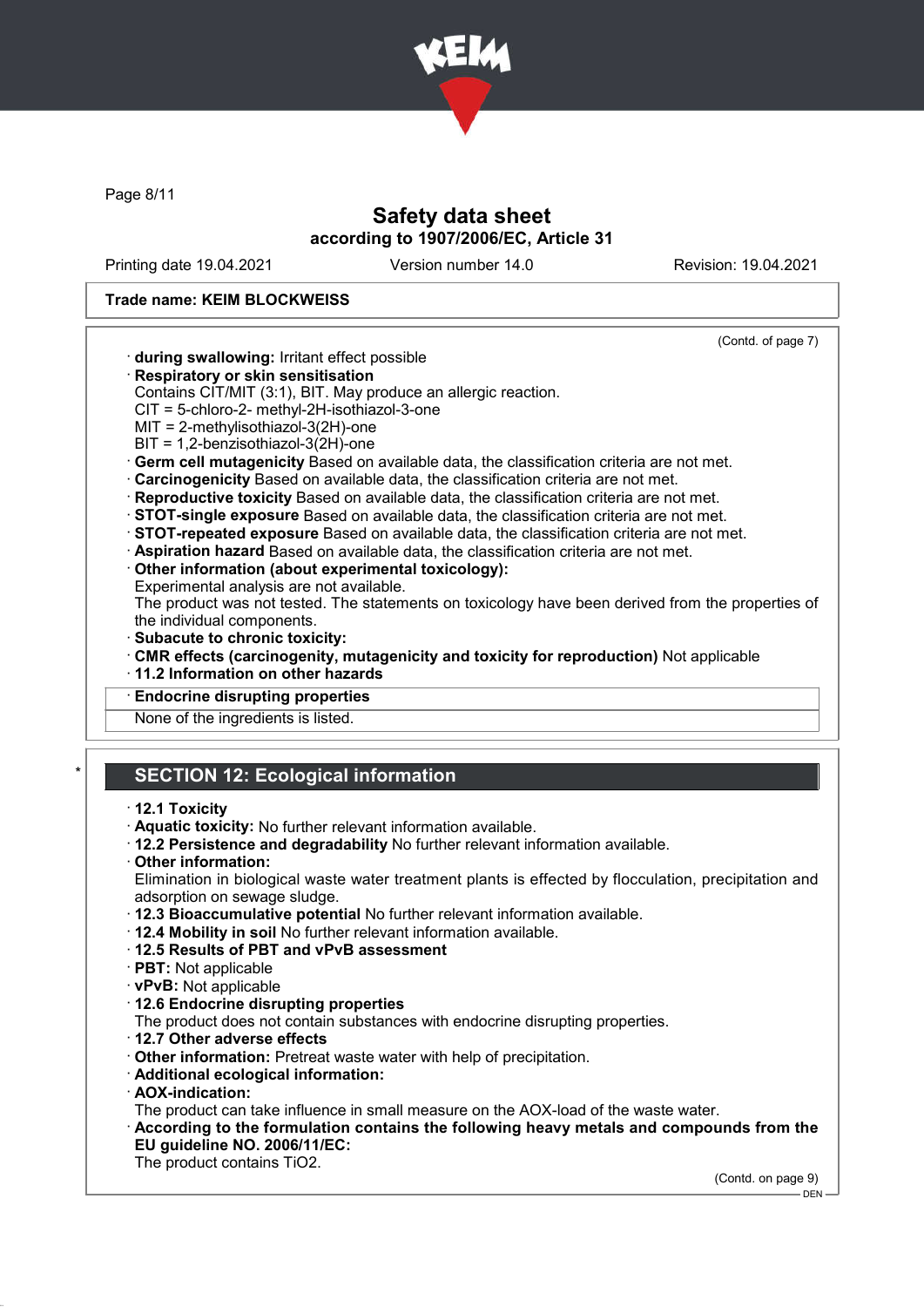**Trade name: KEIM BLOCKWEISS**

(Contd. of page 7)

· **during swallowing:** Irritant effect possible
· **Respiratory or skin sensitisation**
Contains CIT/MIT (3:1), BIT. May produce an allergic reaction.
CIT = 5-chloro-2- methyl-2H-isothiazol-3-one
MIT = 2-methylisothiazol-3(2H)-one
BIT = 1,2-benzisothiazol-3(2H)-one
· **Germ cell mutagenicity** Based on available data, the classification criteria are not met.
· **Carcinogenicity** Based on available data, the classification criteria are not met.
· **Reproductive toxicity** Based on available data, the classification criteria are not met.
· **STOT-single exposure** Based on available data, the classification criteria are not met.
· **STOT-repeated exposure** Based on available data, the classification criteria are not met.
· **Aspiration hazard** Based on available data, the classification criteria are not met.
· **Other information (about experimental toxicology):**
Experimental analysis are not available.
The product was not tested. The statements on toxicology have been derived from the properties of the individual components.
· **Subacute to chronic toxicity:**
· **CMR effects (carcinogenity, mutagenicity and toxicity for reproduction)** Not applicable
· **11.2 Information on other hazards**

· **Endocrine disrupting properties**
None of the ingredients is listed.

## * SECTION 12: Ecological information

· **12.1 Toxicity**
· **Aquatic toxicity:** No further relevant information available.
· **12.2 Persistence and degradability** No further relevant information available.
· **Other information:**
Elimination in biological waste water treatment plants is effected by flocculation, precipitation and adsorption on sewage sludge.
· **12.3 Bioaccumulative potential** No further relevant information available.
· **12.4 Mobility in soil** No further relevant information available.
· **12.5 Results of PBT and vPvB assessment**
· **PBT:** Not applicable
· **vPvB:** Not applicable
· **12.6 Endocrine disrupting properties**
The product does not contain substances with endocrine disrupting properties.
· **12.7 Other adverse effects**
· **Other information:** Pretreat waste water with help of precipitation.
· **Additional ecological information:**
· **AOX-indication:**
The product can take influence in small measure on the AOX-load of the waste water.
· **According to the formulation contains the following heavy metals and compounds from the EU guideline NO. 2006/11/EC:**
The product contains $TiO_2$.

(Contd. on page 9)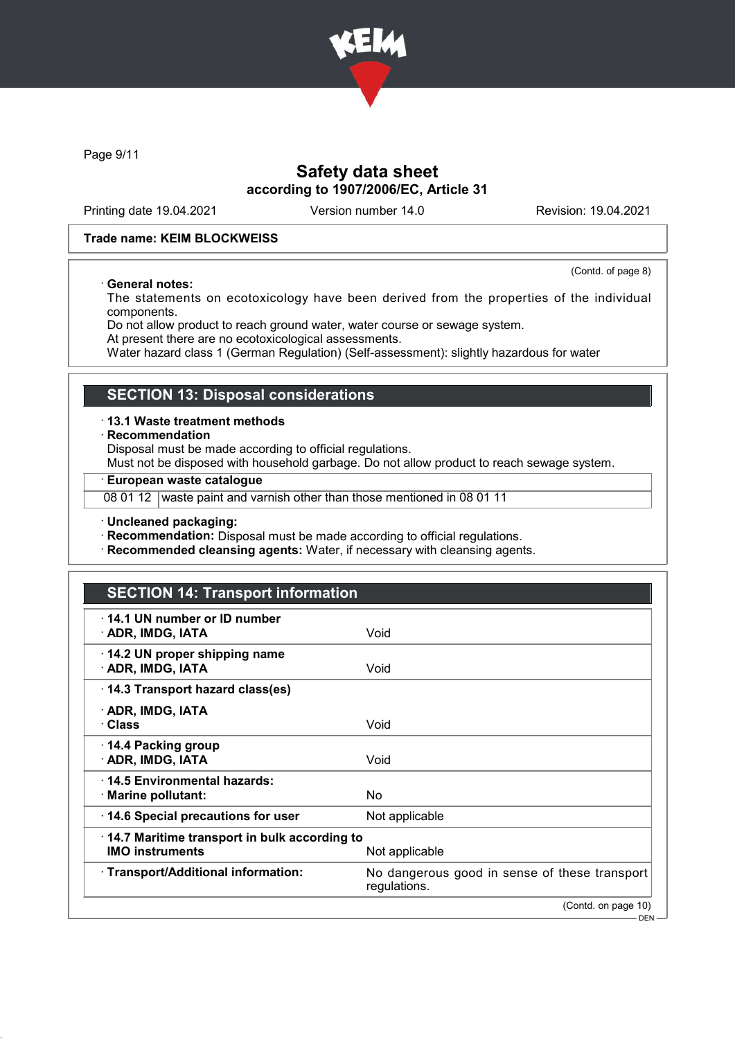**Trade name: KEIM BLOCKWEISS**

(Contd. of page 8)

· **General notes:**
The statements on ecotoxicology have been derived from the properties of the individual components.
Do not allow product to reach ground water, water course or sewage system.
At present there are no ecotoxicological assessments.
Water hazard class 1 (German Regulation) (Self-assessment): slightly hazardous for water

## SECTION 13: Disposal considerations

· **13.1 Waste treatment methods**
· **Recommendation**
Disposal must be made according to official regulations.
Must not be disposed with household garbage. Do not allow product to reach sewage system.

| · **European waste catalogue** | |
|---|---|
| 08 01 12 | waste paint and varnish other than those mentioned in 08 01 11 |

· **Uncleaned packaging:**
· **Recommendation:** Disposal must be made according to official regulations.
· **Recommended cleansing agents:** Water, if necessary with cleansing agents.

## SECTION 14: Transport information

| | |
|---|---|
| · **14.1 UN number or ID number**<br>· **ADR, IMDG, IATA** | Void |
| · **14.2 UN proper shipping name**<br>· **ADR, IMDG, IATA** | Void |
| · **14.3 Transport hazard class(es)**<br>· **ADR, IMDG, IATA**<br>· **Class** | Void |
| · **14.4 Packing group**<br>· **ADR, IMDG, IATA** | Void |
| · **14.5 Environmental hazards:**<br>· **Marine pollutant:** | No |
| · **14.6 Special precautions for user** | Not applicable |
| · **14.7 Maritime transport in bulk according to IMO instruments** | Not applicable |
| · **Transport/Additional information:** | No dangerous good in sense of these transport regulations. |

(Contd. on page 10)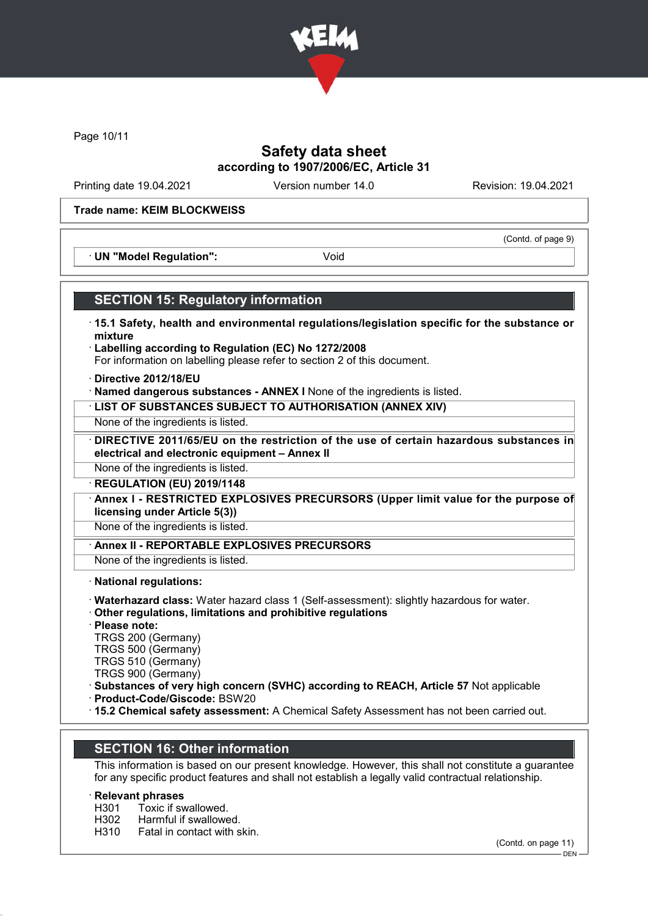Trade name: KEIM BLOCKWEISS

(Contd. of page 9)

· **UN "Model Regulation":** Void

## SECTION 15: Regulatory information

· **15.1 Safety, health and environmental regulations/legislation specific for the substance or mixture**

· **Labelling according to Regulation (EC) No 1272/2008**
For information on labelling please refer to section 2 of this document.

· **Directive 2012/18/EU**

· **Named dangerous substances - ANNEX I** None of the ingredients is listed.

· **LIST OF SUBSTANCES SUBJECT TO AUTHORISATION (ANNEX XIV)**
None of the ingredients is listed.

· **DIRECTIVE 2011/65/EU on the restriction of the use of certain hazardous substances in electrical and electronic equipment – Annex II**
None of the ingredients is listed.

· **REGULATION (EU) 2019/1148**

· **Annex I - RESTRICTED EXPLOSIVES PRECURSORS (Upper limit value for the purpose of licensing under Article 5(3))**
None of the ingredients is listed.

· **Annex II - REPORTABLE EXPLOSIVES PRECURSORS**
None of the ingredients is listed.

· **National regulations:**

· **Waterhazard class:** Water hazard class 1 (Self-assessment): slightly hazardous for water.

· **Other regulations, limitations and prohibitive regulations**

· **Please note:**
TRGS 200 (Germany)
TRGS 500 (Germany)
TRGS 510 (Germany)
TRGS 900 (Germany)

· **Substances of very high concern (SVHC) according to REACH, Article 57** Not applicable

· **Product-Code/Giscode:** BSW20

· **15.2 Chemical safety assessment:** A Chemical Safety Assessment has not been carried out.

## SECTION 16: Other information

This information is based on our present knowledge. However, this shall not constitute a guarantee for any specific product features and shall not establish a legally valid contractual relationship.

· **Relevant phrases**
H301 Toxic if swallowed.
H302 Harmful if swallowed.
H310 Fatal in contact with skin.

(Contd. on page 11)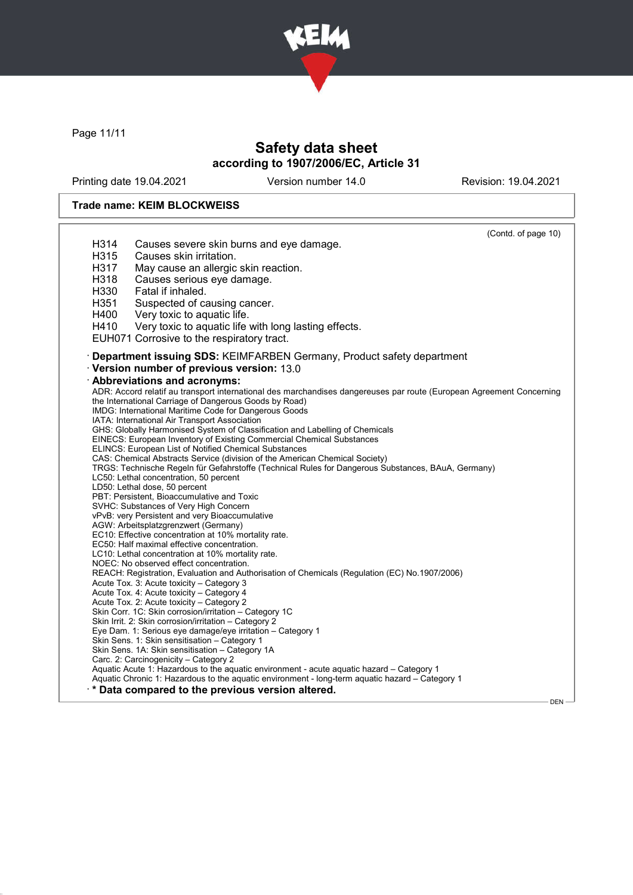(Contd. of page 10)

H314 Causes severe skin burns and eye damage.
H315 Causes skin irritation.
H317 May cause an allergic skin reaction.
H318 Causes serious eye damage.
H330 Fatal if inhaled.
H351 Suspected of causing cancer.
H400 Very toxic to aquatic life.
H410 Very toxic to aquatic life with long lasting effects.
EUH071 Corrosive to the respiratory tract.

· **Department issuing SDS:** KEIMFARBEN Germany, Product safety department
· **Version number of previous version:** 13.0
· **Abbreviations and acronyms:**
ADR: Accord relatif au transport international des marchandises dangereuses par route (European Agreement Concerning the International Carriage of Dangerous Goods by Road)
IMDG: International Maritime Code for Dangerous Goods
IATA: International Air Transport Association
GHS: Globally Harmonised System of Classification and Labelling of Chemicals
EINECS: European Inventory of Existing Commercial Chemical Substances
ELINCS: European List of Notified Chemical Substances
CAS: Chemical Abstracts Service (division of the American Chemical Society)
TRGS: Technische Regeln für Gefahrstoffe (Technical Rules for Dangerous Substances, BAuA, Germany)
LC50: Lethal concentration, 50 percent
LD50: Lethal dose, 50 percent
PBT: Persistent, Bioaccumulative and Toxic
SVHC: Substances of Very High Concern
vPvB: very Persistent and very Bioaccumulative
AGW: Arbeitsplatzgrenzwert (Germany)
EC10: Effective concentration at 10% mortality rate.
EC50: Half maximal effective concentration.
LC10: Lethal concentration at 10% mortality rate.
NOEC: No observed effect concentration.
REACH: Registration, Evaluation and Authorisation of Chemicals (Regulation (EC) No.1907/2006)
Acute Tox. 3: Acute toxicity – Category 3
Acute Tox. 4: Acute toxicity – Category 4
Acute Tox. 2: Acute toxicity – Category 2
Skin Corr. 1C: Skin corrosion/irritation – Category 1C
Skin Irrit. 2: Skin corrosion/irritation – Category 2
Eye Dam. 1: Serious eye damage/eye irritation – Category 1
Skin Sens. 1: Skin sensitisation – Category 1
Skin Sens. 1A: Skin sensitisation – Category 1A
Carc. 2: Carcinogenicity – Category 2
Aquatic Acute 1: Hazardous to the aquatic environment - acute aquatic hazard – Category 1
Aquatic Chronic 1: Hazardous to the aquatic environment - long-term aquatic hazard – Category 1

· **\* Data compared to the previous version altered.**

DEN